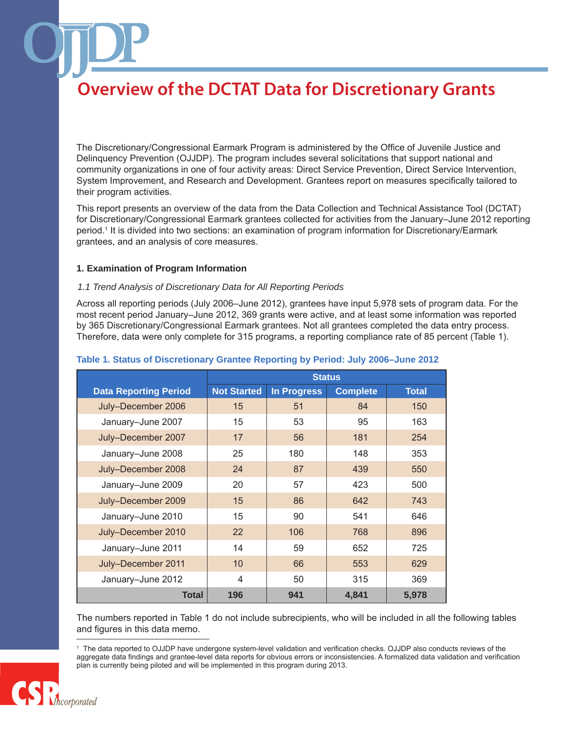# Overview of the DCTAT Data for Discretionary Grants

The Discretionary/Congressional Earmark Program is administered by the Office of Juvenile Justice and Delinquency Prevention (OJJDP). The program includes several solicitations that support national and community organizations in one of four activity areas: Direct Service Prevention, Direct Service Intervention, System Improvement, and Research and Development. Grantees report on measures specifically tailored to their program activities.

This report presents an overview of the data from the Data Collection and Technical Assistance Tool (DCTAT) for Discretionary/Congressional Earmark grantees collected for activities from the January–June 2012 reporting period.[1] It is divided into two sections: an examination of program information for Discretionary/Earmark grantees, and an analysis of core measures.

### 1. Examination of Program Information

*1.1 Trend Analysis of Discretionary Data for All Reporting Periods*

Across all reporting periods (July 2006–June 2012), grantees have input 5,978 sets of program data. For the most recent period January–June 2012, 369 grants were active, and at least some information was reported by 365 Discretionary/Congressional Earmark grantees. Not all grantees completed the data entry process. Therefore, data were only complete for 315 programs, a reporting compliance rate of 85 percent (Table 1).

**Table 1. Status of Discretionary Grantee Reporting by Period: July 2006–June 2012**

| | Status | | | |
|---|---|---|---|---|
| **Data Reporting Period** | **Not Started** | **In Progress** | **Complete** | **Total** |
| July–December 2006 | 15 | 51 | 84 | 150 |
| January–June 2007 | 15 | 53 | 95 | 163 |
| July–December 2007 | 17 | 56 | 181 | 254 |
| January–June 2008 | 25 | 180 | 148 | 353 |
| July–December 2008 | 24 | 87 | 439 | 550 |
| January–June 2009 | 20 | 57 | 423 | 500 |
| July–December 2009 | 15 | 86 | 642 | 743 |
| January–June 2010 | 15 | 90 | 541 | 646 |
| July–December 2010 | 22 | 106 | 768 | 896 |
| January–June 2011 | 14 | 59 | 652 | 725 |
| July–December 2011 | 10 | 66 | 553 | 629 |
| January–June 2012 | 4 | 50 | 315 | 369 |
| **Total** | **196** | **941** | **4,841** | **5,978** |

The numbers reported in Table 1 do not include subrecipients, who will be included in all the following tables and figures in this data memo.

[1] The data reported to OJJDP have undergone system-level validation and verification checks. OJJDP also conducts reviews of the aggregate data findings and grantee-level data reports for obvious errors or inconsistencies. A formalized data validation and verification plan is currently being piloted and will be implemented in this program during 2013.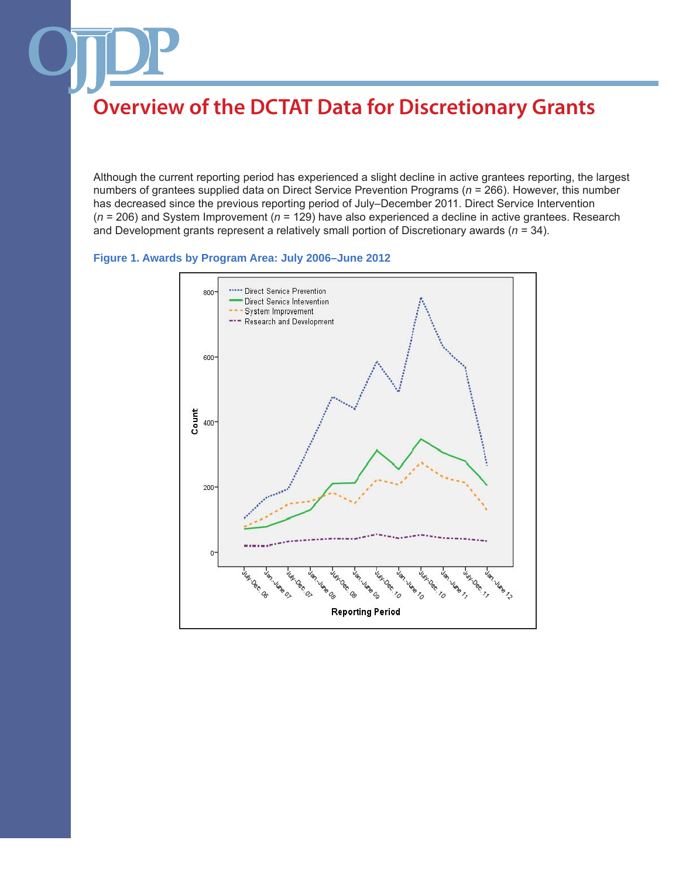# Overview of the DCTAT Data for Discretionary Grants

Although the current reporting period has experienced a slight decline in active grantees reporting, the largest numbers of grantees supplied data on Direct Service Prevention Programs ($n$ = 266). However, this number has decreased since the previous reporting period of July–December 2011. Direct Service Intervention ($n$ = 206) and System Improvement ($n$ = 129) have also experienced a decline in active grantees. Research and Development grants represent a relatively small portion of Discretionary awards ($n$ = 34).

**Figure 1. Awards by Program Area: July 2006–June 2012**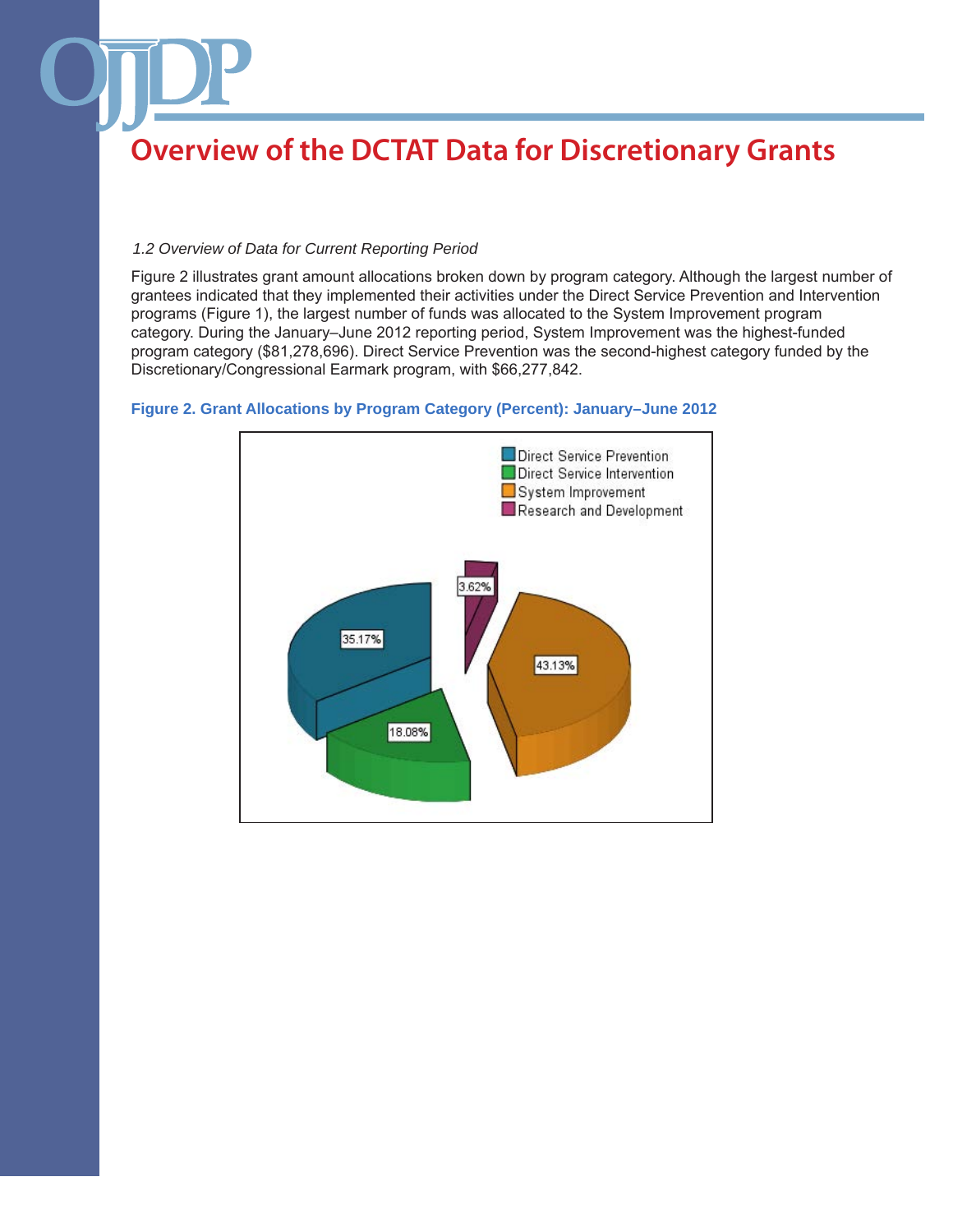# Overview of the DCTAT Data for Discretionary Grants

*1.2 Overview of Data for Current Reporting Period*

Figure 2 illustrates grant amount allocations broken down by program category. Although the largest number of grantees indicated that they implemented their activities under the Direct Service Prevention and Intervention programs (Figure 1), the largest number of funds was allocated to the System Improvement program category. During the January–June 2012 reporting period, System Improvement was the highest-funded program category ($81,278,696). Direct Service Prevention was the second-highest category funded by the Discretionary/Congressional Earmark program, with $66,277,842.

**Figure 2. Grant Allocations by Program Category (Percent): January–June 2012**

| Program Category | Percent |
| --- | --- |
| Direct Service Prevention | 35.17% |
| Direct Service Intervention | 18.08% |
| System Improvement | 43.13% |
| Research and Development | 3.62% |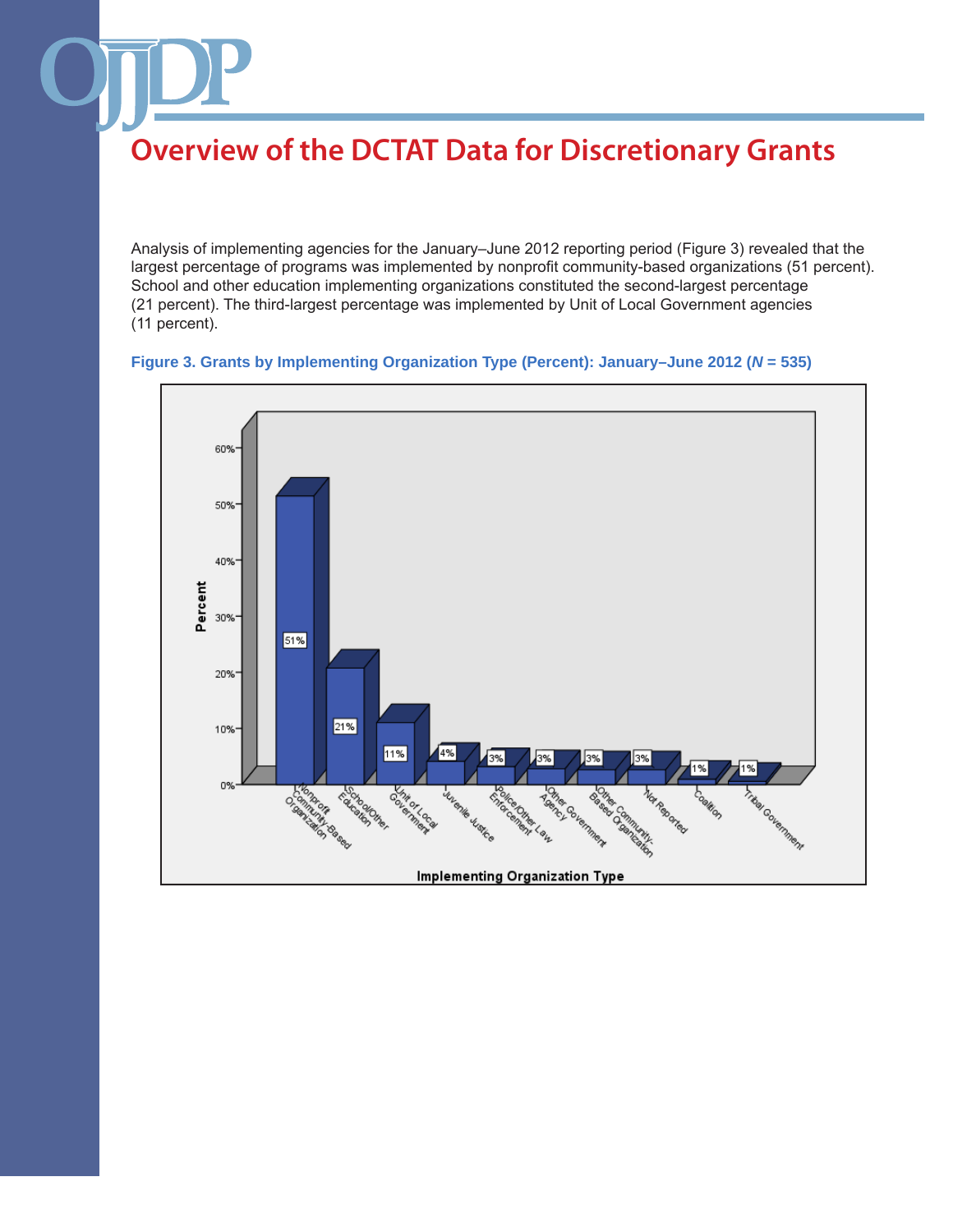# Overview of the DCTAT Data for Discretionary Grants

Analysis of implementing agencies for the January–June 2012 reporting period (Figure 3) revealed that the largest percentage of programs was implemented by nonprofit community-based organizations (51 percent). School and other education implementing organizations constituted the second-largest percentage (21 percent). The third-largest percentage was implemented by Unit of Local Government agencies (11 percent).

**Figure 3. Grants by Implementing Organization Type (Percent): January–June 2012 (*N* = 535)**

| Implementing Organization Type | Percent |
|---|---|
| Nonprofit Community-Based Organization | 51% |
| School/Other Education | 21% |
| Unit of Local Government | 11% |
| Juvenile Justice | 4% |
| Police/Other Law Enforcement | 3% |
| Other Government Agency | 3% |
| Other Community-Based Organization | 3% |
| Not Reported | 3% |
| Coalition | 1% |
| Tribal Government | 1% |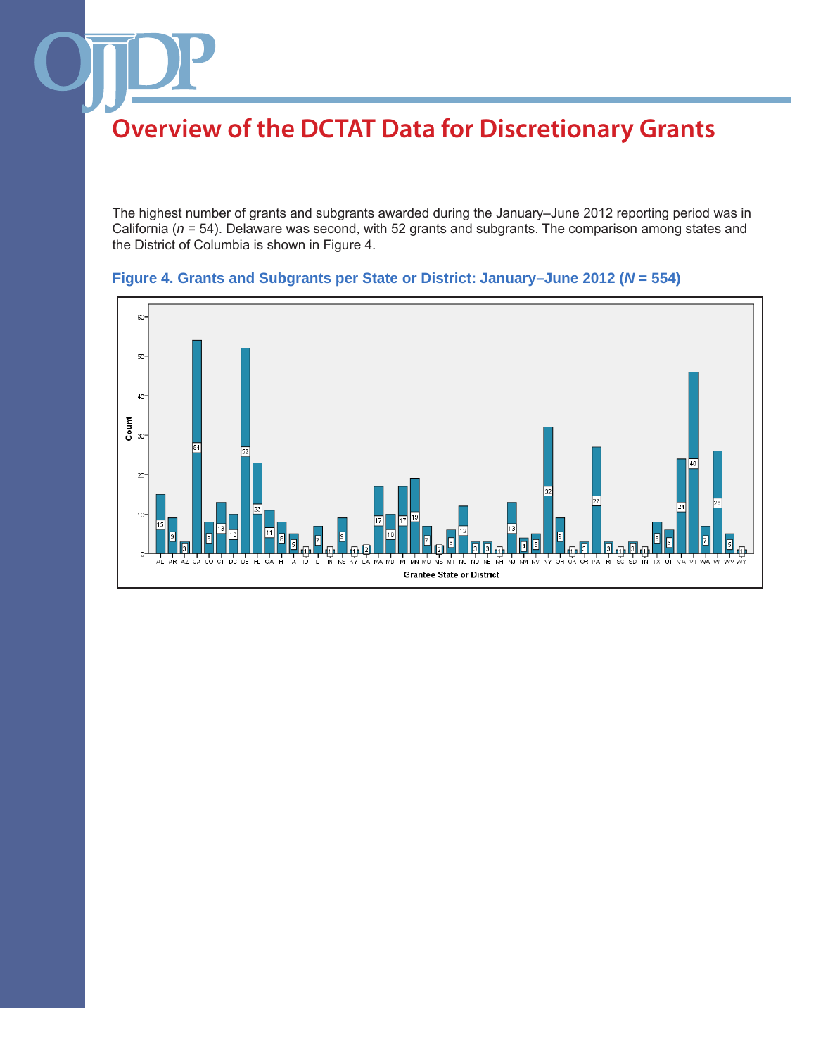# Overview of the DCTAT Data for Discretionary Grants

The highest number of grants and subgrants awarded during the January–June 2012 reporting period was in California (*n* = 54). Delaware was second, with 52 grants and subgrants. The comparison among states and the District of Columbia is shown in Figure 4.

**Figure 4. Grants and Subgrants per State or District: January–June 2012 (*N* = 554)**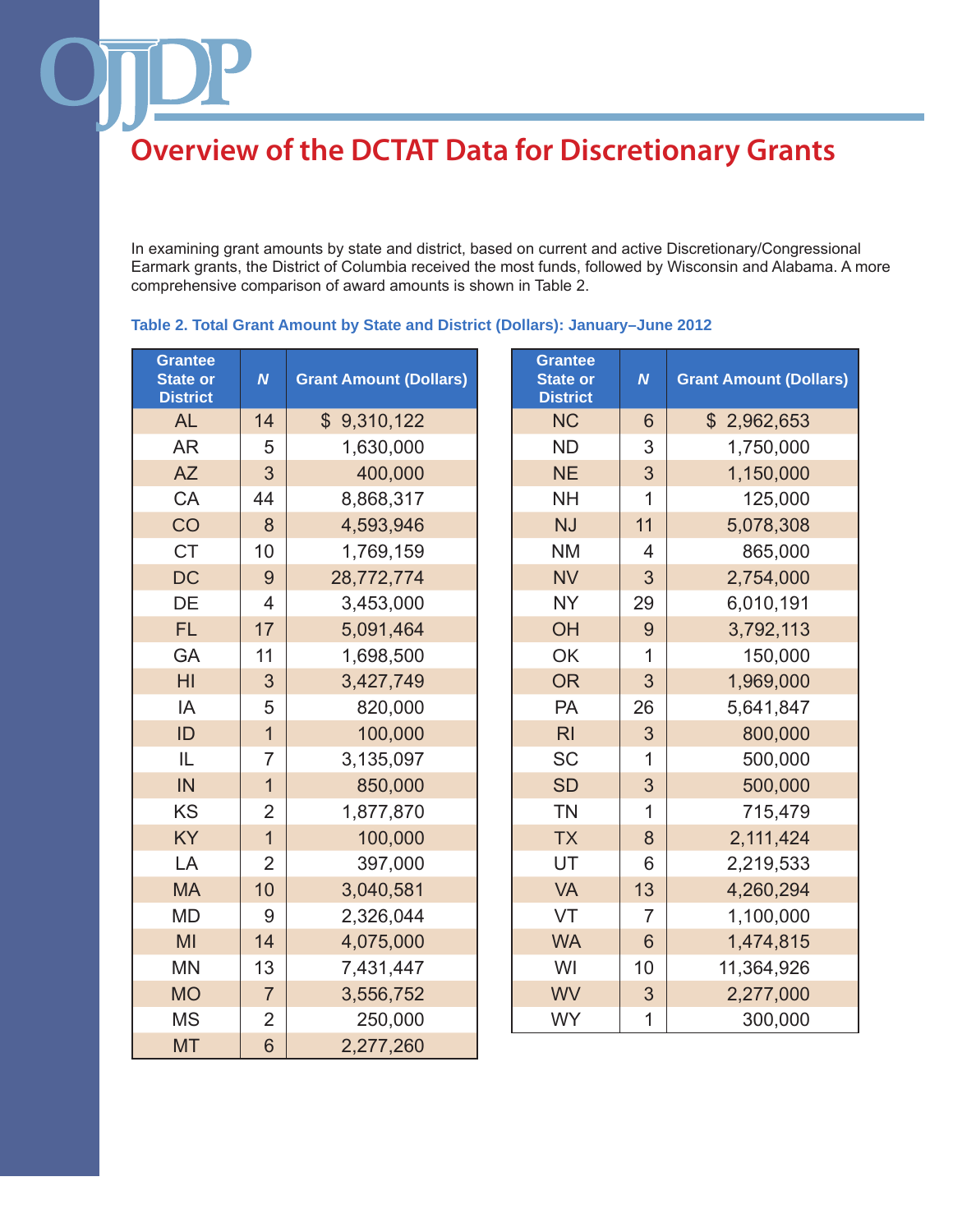# Overview of the DCTAT Data for Discretionary Grants

In examining grant amounts by state and district, based on current and active Discretionary/Congressional Earmark grants, the District of Columbia received the most funds, followed by Wisconsin and Alabama. A more comprehensive comparison of award amounts is shown in Table 2.

**Table 2. Total Grant Amount by State and District (Dollars): January–June 2012**

| Grantee State or District | *N* | Grant Amount (Dollars) |
|---|---|---|
| AL | 14 | $ 9,310,122 |
| AR | 5 | 1,630,000 |
| AZ | 3 | 400,000 |
| CA | 44 | 8,868,317 |
| CO | 8 | 4,593,946 |
| CT | 10 | 1,769,159 |
| DC | 9 | 28,772,774 |
| DE | 4 | 3,453,000 |
| FL | 17 | 5,091,464 |
| GA | 11 | 1,698,500 |
| HI | 3 | 3,427,749 |
| IA | 5 | 820,000 |
| ID | 1 | 100,000 |
| IL | 7 | 3,135,097 |
| IN | 1 | 850,000 |
| KS | 2 | 1,877,870 |
| KY | 1 | 100,000 |
| LA | 2 | 397,000 |
| MA | 10 | 3,040,581 |
| MD | 9 | 2,326,044 |
| MI | 14 | 4,075,000 |
| MN | 13 | 7,431,447 |
| MO | 7 | 3,556,752 |
| MS | 2 | 250,000 |
| MT | 6 | 2,277,260 |
| NC | 6 | $ 2,962,653 |
| ND | 3 | 1,750,000 |
| NE | 3 | 1,150,000 |
| NH | 1 | 125,000 |
| NJ | 11 | 5,078,308 |
| NM | 4 | 865,000 |
| NV | 3 | 2,754,000 |
| NY | 29 | 6,010,191 |
| OH | 9 | 3,792,113 |
| OK | 1 | 150,000 |
| OR | 3 | 1,969,000 |
| PA | 26 | 5,641,847 |
| RI | 3 | 800,000 |
| SC | 1 | 500,000 |
| SD | 3 | 500,000 |
| TN | 1 | 715,479 |
| TX | 8 | 2,111,424 |
| UT | 6 | 2,219,533 |
| VA | 13 | 4,260,294 |
| VT | 7 | 1,100,000 |
| WA | 6 | 1,474,815 |
| WI | 10 | 11,364,926 |
| WV | 3 | 2,277,000 |
| WY | 1 | 300,000 |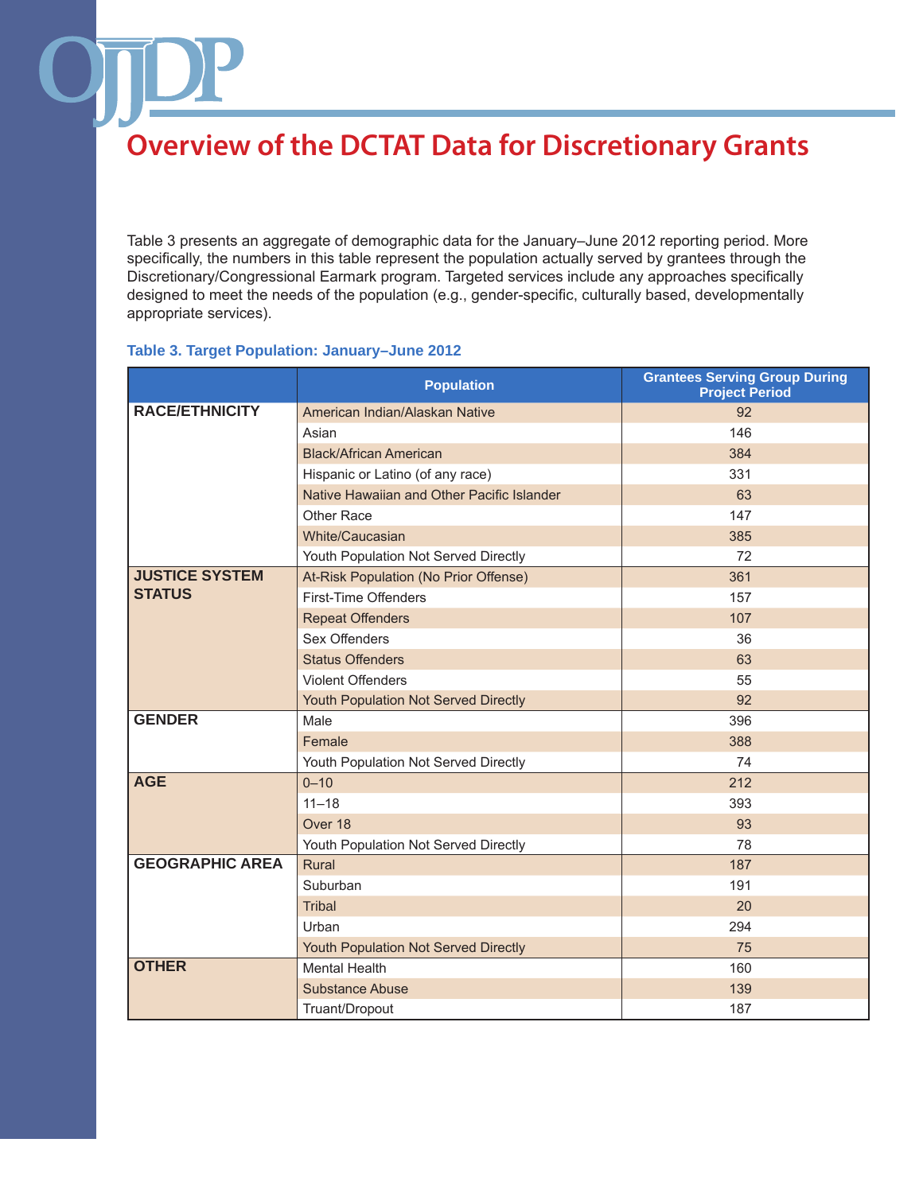# Overview of the DCTAT Data for Discretionary Grants

Table 3 presents an aggregate of demographic data for the January–June 2012 reporting period. More specifically, the numbers in this table represent the population actually served by grantees through the Discretionary/Congressional Earmark program. Targeted services include any approaches specifically designed to meet the needs of the population (e.g., gender-specific, culturally based, developmentally appropriate services).

**Table 3. Target Population: January–June 2012**

| | Population | Grantees Serving Group During Project Period |
|---|---|---|
| **RACE/ETHNICITY** | American Indian/Alaskan Native | 92 |
| | Asian | 146 |
| | Black/African American | 384 |
| | Hispanic or Latino (of any race) | 331 |
| | Native Hawaiian and Other Pacific Islander | 63 |
| | Other Race | 147 |
| | White/Caucasian | 385 |
| | Youth Population Not Served Directly | 72 |
| **JUSTICE SYSTEM STATUS** | At-Risk Population (No Prior Offense) | 361 |
| | First-Time Offenders | 157 |
| | Repeat Offenders | 107 |
| | Sex Offenders | 36 |
| | Status Offenders | 63 |
| | Violent Offenders | 55 |
| | Youth Population Not Served Directly | 92 |
| **GENDER** | Male | 396 |
| | Female | 388 |
| | Youth Population Not Served Directly | 74 |
| **AGE** | 0–10 | 212 |
| | 11–18 | 393 |
| | Over 18 | 93 |
| | Youth Population Not Served Directly | 78 |
| **GEOGRAPHIC AREA** | Rural | 187 |
| | Suburban | 191 |
| | Tribal | 20 |
| | Urban | 294 |
| | Youth Population Not Served Directly | 75 |
| **OTHER** | Mental Health | 160 |
| | Substance Abuse | 139 |
| | Truant/Dropout | 187 |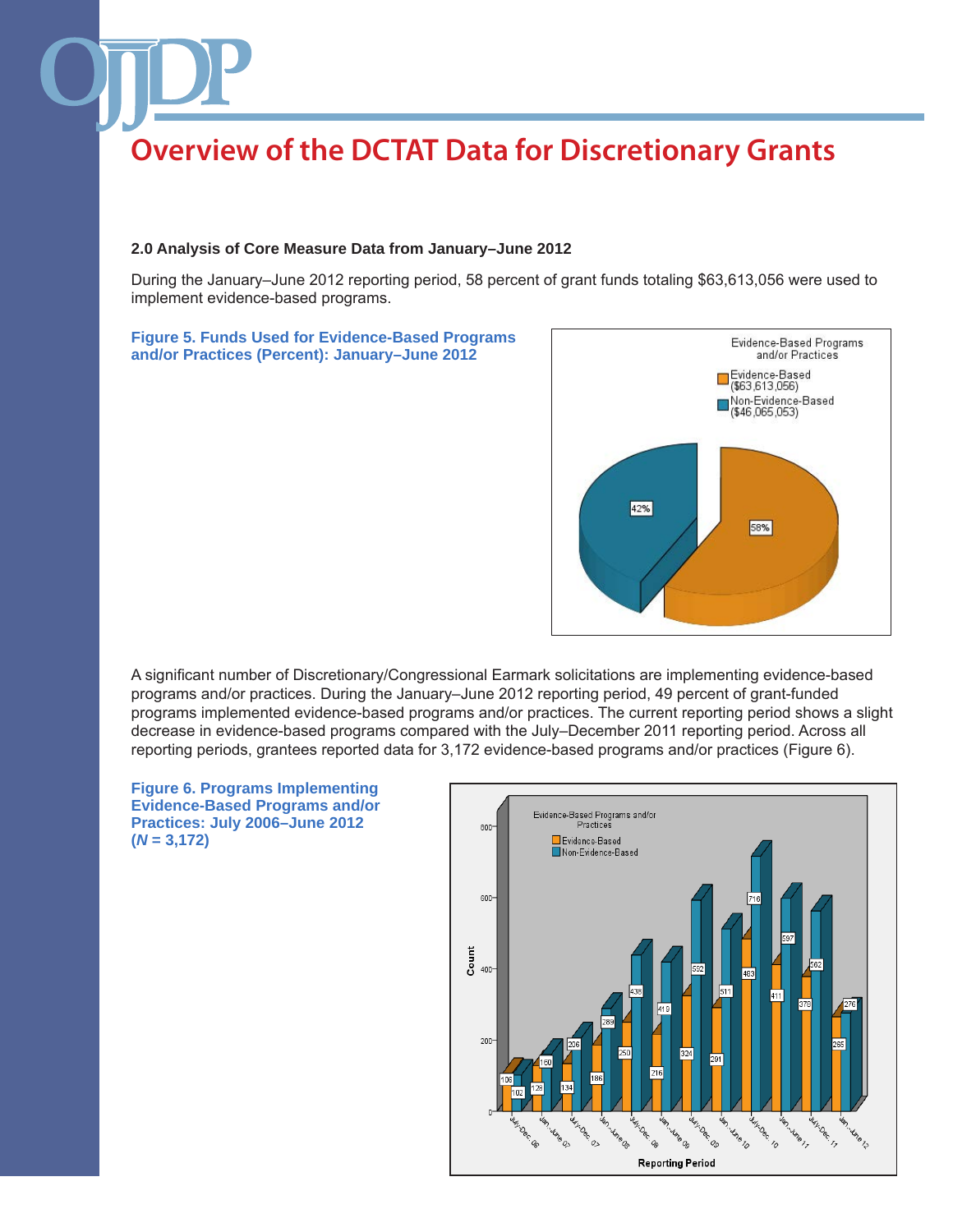# Overview of the DCTAT Data for Discretionary Grants

### 2.0 Analysis of Core Measure Data from January–June 2012

During the January–June 2012 reporting period, 58 percent of grant funds totaling $63,613,056 were used to implement evidence-based programs.

**Figure 5. Funds Used for Evidence-Based Programs and/or Practices (Percent): January–June 2012**

| Evidence-Based Programs and/or Practices | Amount | Percent |
|---|---|---|
| Evidence-Based | ($63,613,056) | 58% |
| Non-Evidence-Based | ($46,065,053) | 42% |

A significant number of Discretionary/Congressional Earmark solicitations are implementing evidence-based programs and/or practices. During the January–June 2012 reporting period, 49 percent of grant-funded programs implemented evidence-based programs and/or practices. The current reporting period shows a slight decrease in evidence-based programs compared with the July–December 2011 reporting period. Across all reporting periods, grantees reported data for 3,172 evidence-based programs and/or practices (Figure 6).

**Figure 6. Programs Implementing Evidence-Based Programs and/or Practices: July 2006–June 2012 (*N* = 3,172)**

| Reporting Period | Evidence-Based | Non-Evidence-Based |
|---|---|---|
| July–Dec. 06 | 106 | 102 |
| Jan.–June 07 | 129 | 160 |
| July–Dec. 07 | 134 | 206 |
| Jan.–June 08 | 186 | 289 |
| July–Dec. 08 | 250 | 436 |
| Jan.–June 09 | 216 | 419 |
| July–Dec. 09 | 324 | 592 |
| Jan.–June 10 | 291 | 511 |
| July–Dec. 10 | 483 | 716 |
| Jan.–June 11 | 411 | 597 |
| July–Dec. 11 | 378 | 562 |
| Jan.–June 12 | 265 | 276 |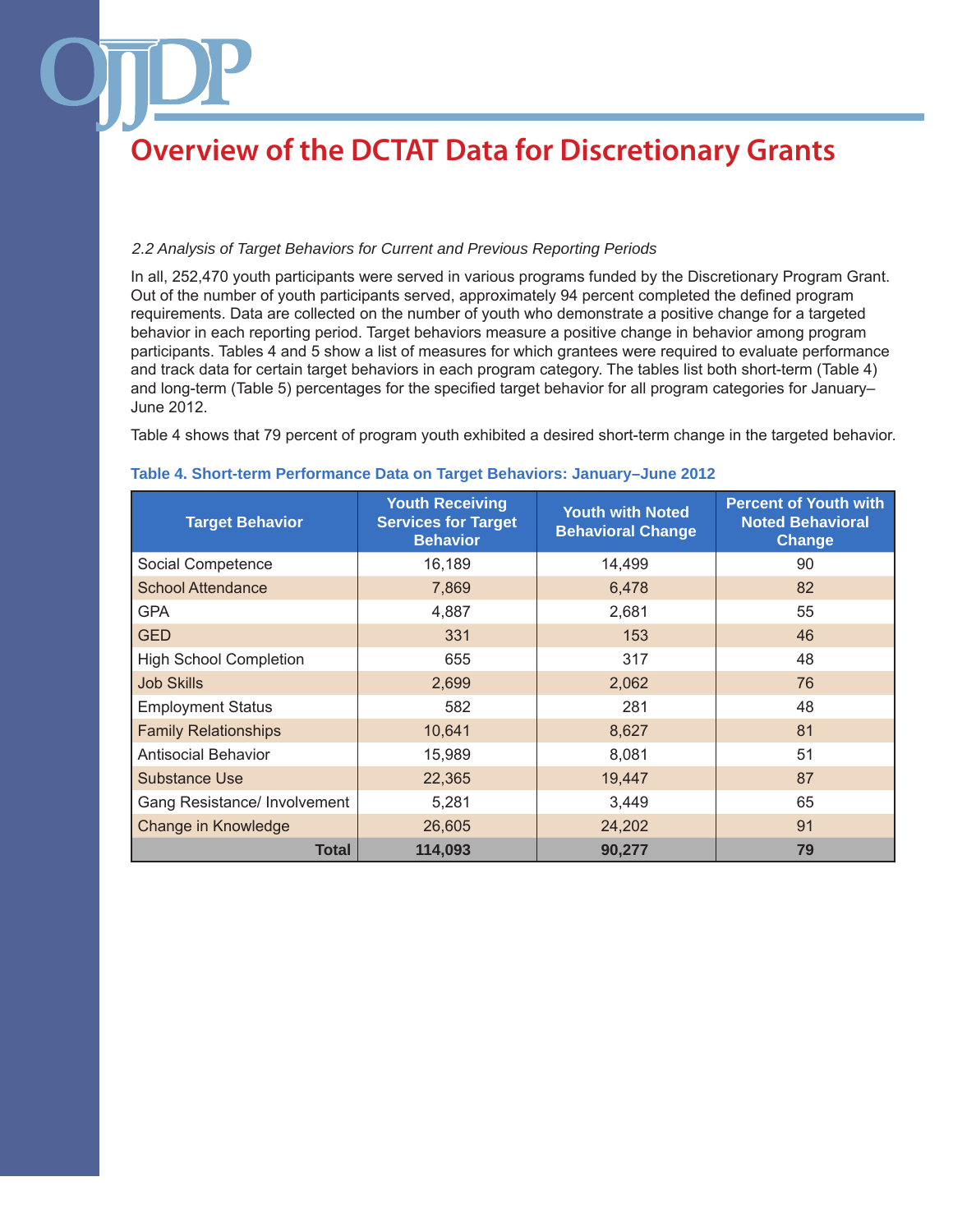# Overview of the DCTAT Data for Discretionary Grants

*2.2 Analysis of Target Behaviors for Current and Previous Reporting Periods*

In all, 252,470 youth participants were served in various programs funded by the Discretionary Program Grant. Out of the number of youth participants served, approximately 94 percent completed the defined program requirements. Data are collected on the number of youth who demonstrate a positive change for a targeted behavior in each reporting period. Target behaviors measure a positive change in behavior among program participants. Tables 4 and 5 show a list of measures for which grantees were required to evaluate performance and track data for certain target behaviors in each program category. The tables list both short-term (Table 4) and long-term (Table 5) percentages for the specified target behavior for all program categories for January–June 2012.

Table 4 shows that 79 percent of program youth exhibited a desired short-term change in the targeted behavior.

**Table 4. Short-term Performance Data on Target Behaviors: January–June 2012**

| Target Behavior | Youth Receiving Services for Target Behavior | Youth with Noted Behavioral Change | Percent of Youth with Noted Behavioral Change |
|---|---|---|---|
| Social Competence | 16,189 | 14,499 | 90 |
| School Attendance | 7,869 | 6,478 | 82 |
| GPA | 4,887 | 2,681 | 55 |
| GED | 331 | 153 | 46 |
| High School Completion | 655 | 317 | 48 |
| Job Skills | 2,699 | 2,062 | 76 |
| Employment Status | 582 | 281 | 48 |
| Family Relationships | 10,641 | 8,627 | 81 |
| Antisocial Behavior | 15,989 | 8,081 | 51 |
| Substance Use | 22,365 | 19,447 | 87 |
| Gang Resistance/ Involvement | 5,281 | 3,449 | 65 |
| Change in Knowledge | 26,605 | 24,202 | 91 |
| **Total** | **114,093** | **90,277** | **79** |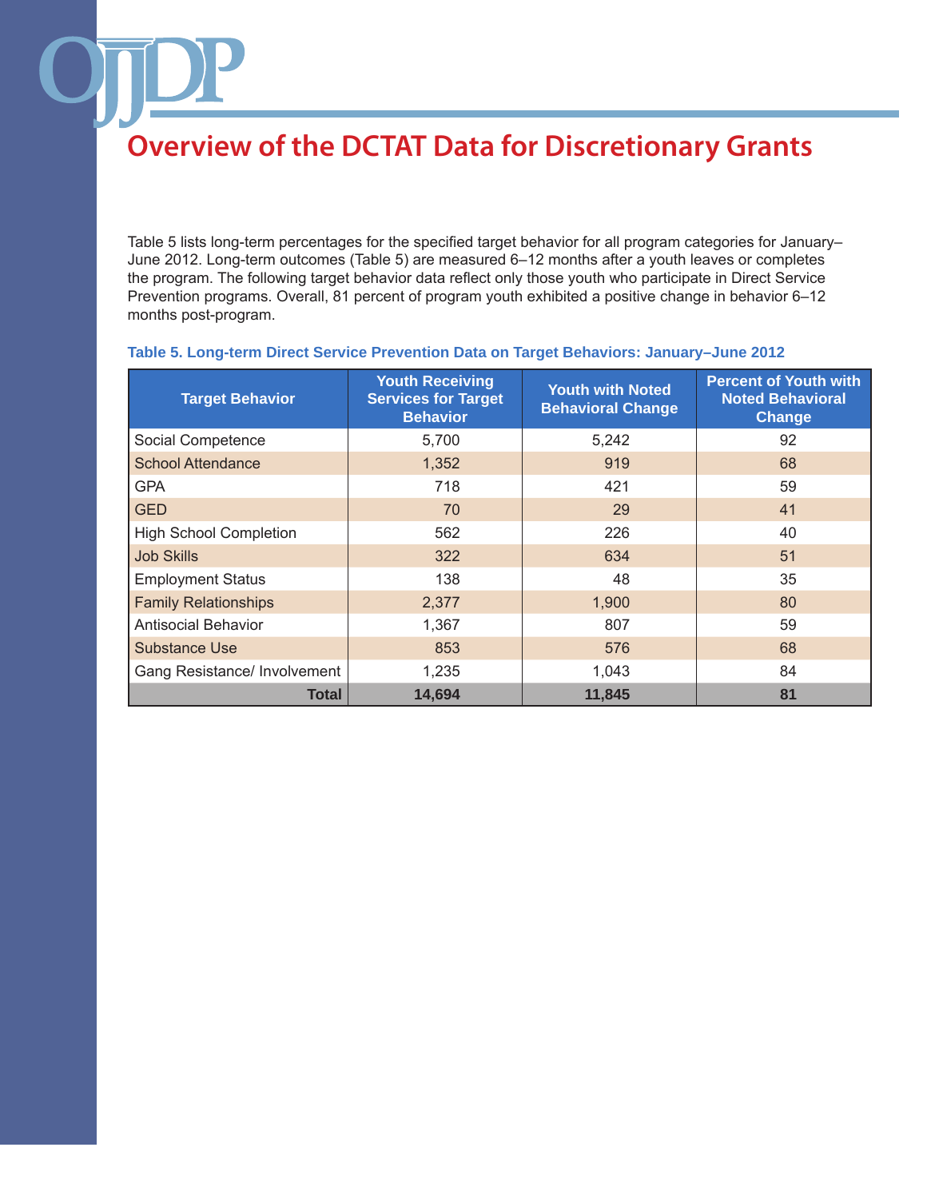# Overview of the DCTAT Data for Discretionary Grants

Table 5 lists long-term percentages for the specified target behavior for all program categories for January–June 2012. Long-term outcomes (Table 5) are measured 6–12 months after a youth leaves or completes the program. The following target behavior data reflect only those youth who participate in Direct Service Prevention programs. Overall, 81 percent of program youth exhibited a positive change in behavior 6–12 months post-program.

**Table 5. Long-term Direct Service Prevention Data on Target Behaviors: January–June 2012**

| Target Behavior | Youth Receiving Services for Target Behavior | Youth with Noted Behavioral Change | Percent of Youth with Noted Behavioral Change |
|---|---|---|---|
| Social Competence | 5,700 | 5,242 | 92 |
| School Attendance | 1,352 | 919 | 68 |
| GPA | 718 | 421 | 59 |
| GED | 70 | 29 | 41 |
| High School Completion | 562 | 226 | 40 |
| Job Skills | 322 | 634 | 51 |
| Employment Status | 138 | 48 | 35 |
| Family Relationships | 2,377 | 1,900 | 80 |
| Antisocial Behavior | 1,367 | 807 | 59 |
| Substance Use | 853 | 576 | 68 |
| Gang Resistance/ Involvement | 1,235 | 1,043 | 84 |
| **Total** | **14,694** | **11,845** | **81** |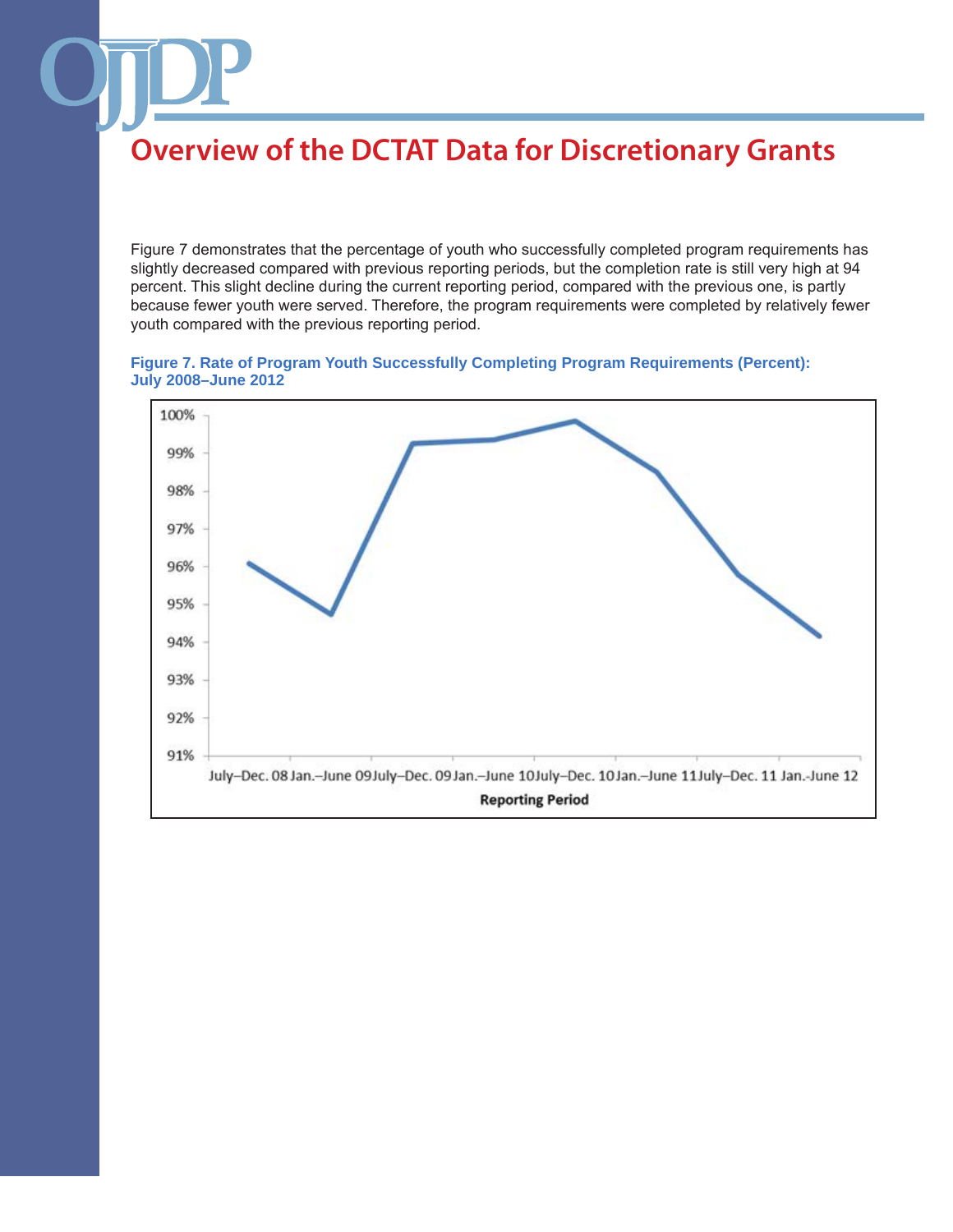## Overview of the DCTAT Data for Discretionary Grants

Figure 7 demonstrates that the percentage of youth who successfully completed program requirements has slightly decreased compared with previous reporting periods, but the completion rate is still very high at 94 percent. This slight decline during the current reporting period, compared with the previous one, is partly because fewer youth were served. Therefore, the program requirements were completed by relatively fewer youth compared with the previous reporting period.

**Figure 7. Rate of Program Youth Successfully Completing Program Requirements (Percent): July 2008–June 2012**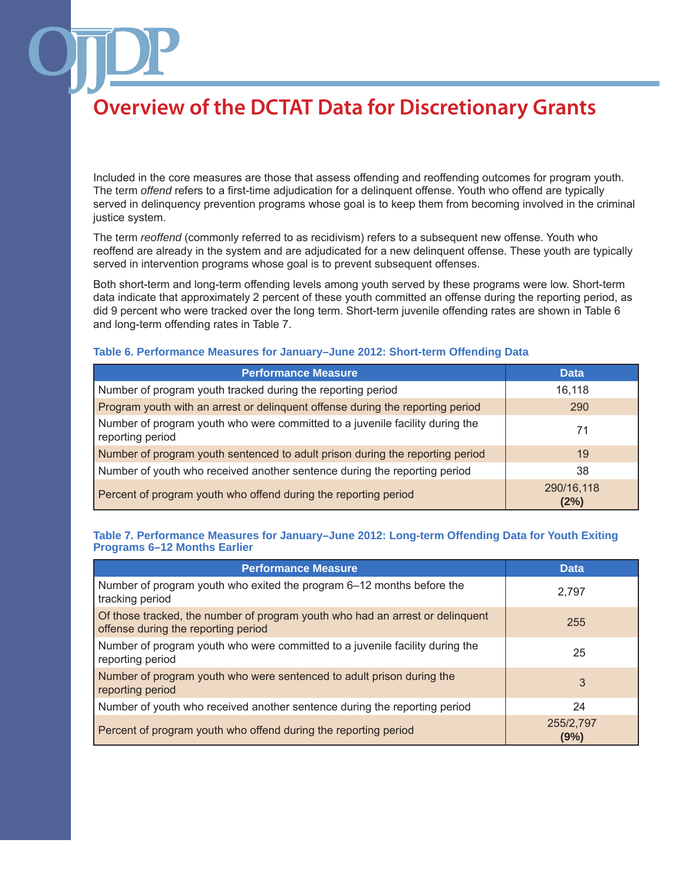# Overview of the DCTAT Data for Discretionary Grants

Included in the core measures are those that assess offending and reoffending outcomes for program youth. The term *offend* refers to a first-time adjudication for a delinquent offense. Youth who offend are typically served in delinquency prevention programs whose goal is to keep them from becoming involved in the criminal justice system.

The term *reoffend* (commonly referred to as recidivism) refers to a subsequent new offense. Youth who reoffend are already in the system and are adjudicated for a new delinquent offense. These youth are typically served in intervention programs whose goal is to prevent subsequent offenses.

Both short-term and long-term offending levels among youth served by these programs were low. Short-term data indicate that approximately 2 percent of these youth committed an offense during the reporting period, as did 9 percent who were tracked over the long term. Short-term juvenile offending rates are shown in Table 6 and long-term offending rates in Table 7.

**Table 6. Performance Measures for January–June 2012: Short-term Offending Data**

| Performance Measure | Data |
|---|---|
| Number of program youth tracked during the reporting period | 16,118 |
| Program youth with an arrest or delinquent offense during the reporting period | 290 |
| Number of program youth who were committed to a juvenile facility during the reporting period | 71 |
| Number of program youth sentenced to adult prison during the reporting period | 19 |
| Number of youth who received another sentence during the reporting period | 38 |
| Percent of program youth who offend during the reporting period | 290/16,118 **(2%)** |

**Table 7. Performance Measures for January–June 2012: Long-term Offending Data for Youth Exiting Programs 6–12 Months Earlier**

| Performance Measure | Data |
|---|---|
| Number of program youth who exited the program 6–12 months before the tracking period | 2,797 |
| Of those tracked, the number of program youth who had an arrest or delinquent offense during the reporting period | 255 |
| Number of program youth who were committed to a juvenile facility during the reporting period | 25 |
| Number of program youth who were sentenced to adult prison during the reporting period | 3 |
| Number of youth who received another sentence during the reporting period | 24 |
| Percent of program youth who offend during the reporting period | 255/2,797 **(9%)** |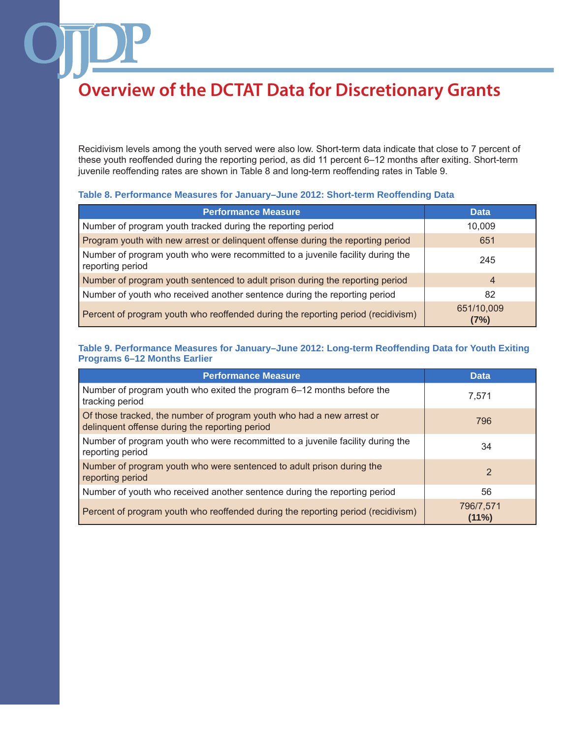Recidivism levels among the youth served were also low. Short-term data indicate that close to 7 percent of these youth reoffended during the reporting period, as did 11 percent 6–12 months after exiting. Short-term juvenile reoffending rates are shown in Table 8 and long-term reoffending rates in Table 9.

### Table 8. Performance Measures for January–June 2012: Short-term Reoffending Data

| Performance Measure | Data |
| --- | --- |
| Number of program youth tracked during the reporting period | 10,009 |
| Program youth with new arrest or delinquent offense during the reporting period | 651 |
| Number of program youth who were recommitted to a juvenile facility during the reporting period | 245 |
| Number of program youth sentenced to adult prison during the reporting period | 4 |
| Number of youth who received another sentence during the reporting period | 82 |
| Percent of program youth who reoffended during the reporting period (recidivism) | 651/10,009 **(7%)** |

### Table 9. Performance Measures for January–June 2012: Long-term Reoffending Data for Youth Exiting Programs 6–12 Months Earlier

| Performance Measure | Data |
| --- | --- |
| Number of program youth who exited the program 6–12 months before the tracking period | 7,571 |
| Of those tracked, the number of program youth who had a new arrest or delinquent offense during the reporting period | 796 |
| Number of program youth who were recommitted to a juvenile facility during the reporting period | 34 |
| Number of program youth who were sentenced to adult prison during the reporting period | 2 |
| Number of youth who received another sentence during the reporting period | 56 |
| Percent of program youth who reoffended during the reporting period (recidivism) | 796/7,571 **(11%)** |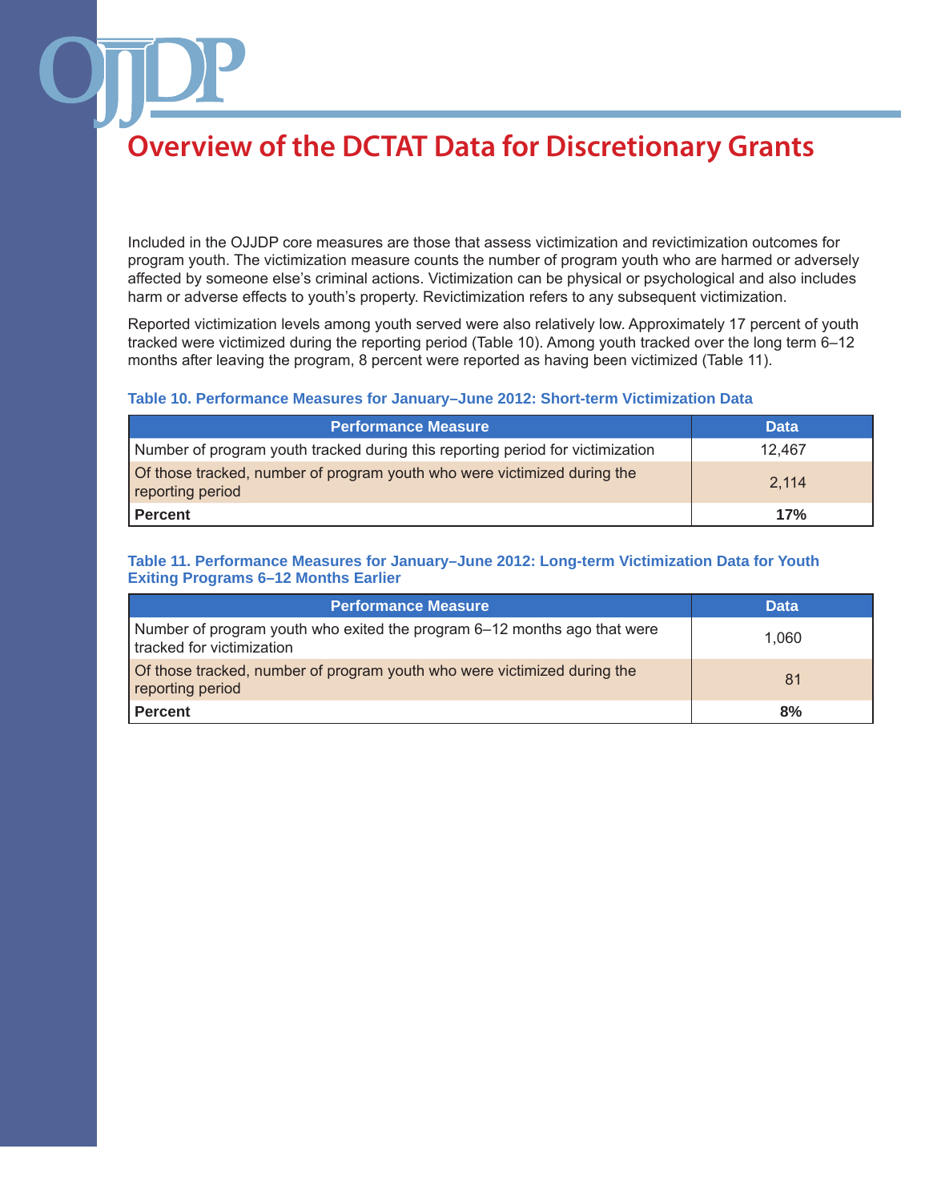# Overview of the DCTAT Data for Discretionary Grants

Included in the OJJDP core measures are those that assess victimization and revictimization outcomes for program youth. The victimization measure counts the number of program youth who are harmed or adversely affected by someone else's criminal actions. Victimization can be physical or psychological and also includes harm or adverse effects to youth's property. Revictimization refers to any subsequent victimization.

Reported victimization levels among youth served were also relatively low. Approximately 17 percent of youth tracked were victimized during the reporting period (Table 10). Among youth tracked over the long term 6–12 months after leaving the program, 8 percent were reported as having been victimized (Table 11).

### Table 10. Performance Measures for January–June 2012: Short-term Victimization Data

| Performance Measure | Data |
| --- | --- |
| Number of program youth tracked during this reporting period for victimization | 12,467 |
| Of those tracked, number of program youth who were victimized during the reporting period | 2,114 |
| **Percent** | **17%** |

### Table 11. Performance Measures for January–June 2012: Long-term Victimization Data for Youth Exiting Programs 6–12 Months Earlier

| Performance Measure | Data |
| --- | --- |
| Number of program youth who exited the program 6–12 months ago that were tracked for victimization | 1,060 |
| Of those tracked, number of program youth who were victimized during the reporting period | 81 |
| **Percent** | **8%** |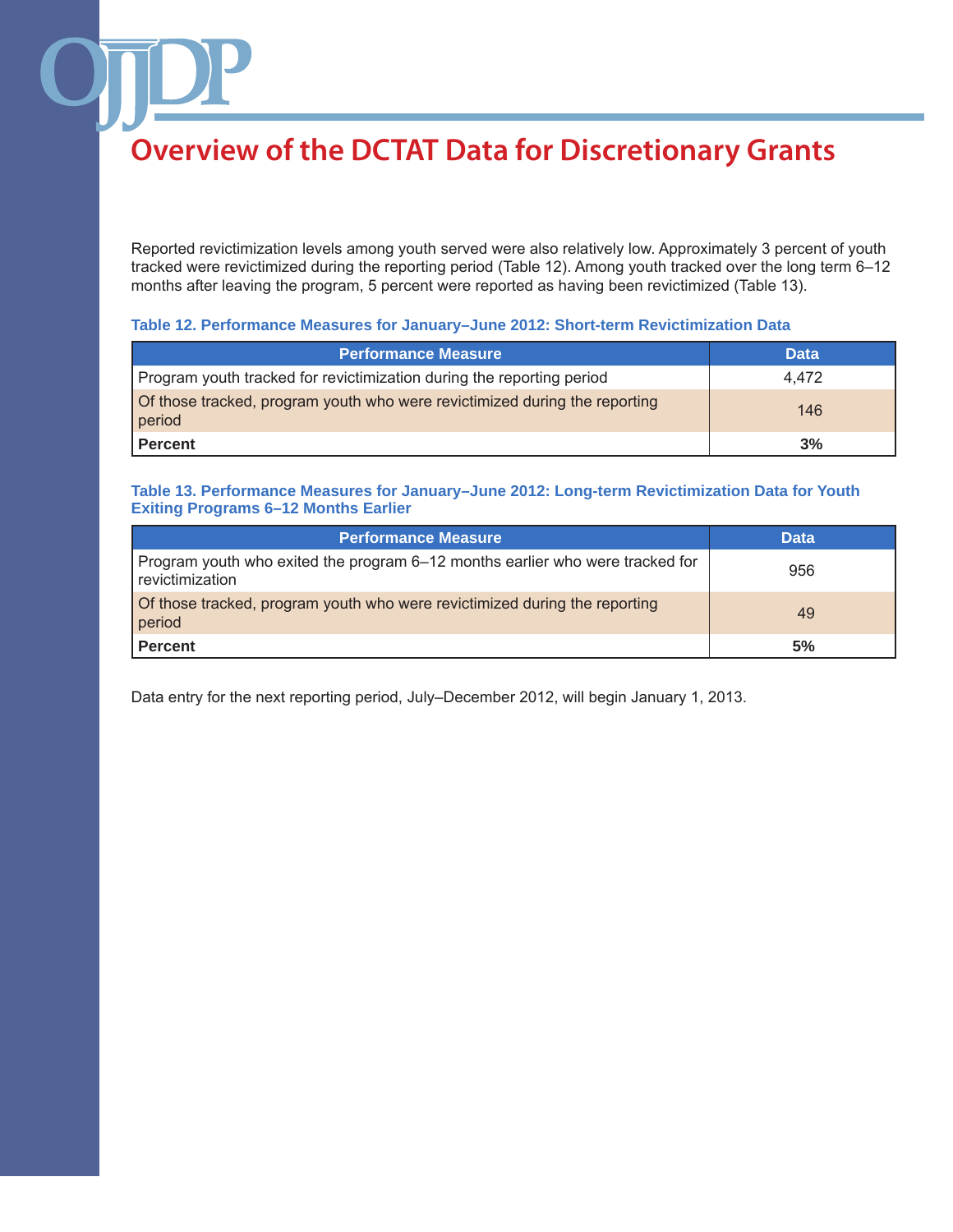# Overview of the DCTAT Data for Discretionary Grants

Reported revictimization levels among youth served were also relatively low. Approximately 3 percent of youth tracked were revictimized during the reporting period (Table 12). Among youth tracked over the long term 6–12 months after leaving the program, 5 percent were reported as having been revictimized (Table 13).

### Table 12. Performance Measures for January–June 2012: Short-term Revictimization Data

| Performance Measure | Data |
|---|---|
| Program youth tracked for revictimization during the reporting period | 4,472 |
| Of those tracked, program youth who were revictimized during the reporting period | 146 |
| **Percent** | **3%** |

### Table 13. Performance Measures for January–June 2012: Long-term Revictimization Data for Youth Exiting Programs 6–12 Months Earlier

| Performance Measure | Data |
|---|---|
| Program youth who exited the program 6–12 months earlier who were tracked for revictimization | 956 |
| Of those tracked, program youth who were revictimized during the reporting period | 49 |
| **Percent** | **5%** |

Data entry for the next reporting period, July–December 2012, will begin January 1, 2013.